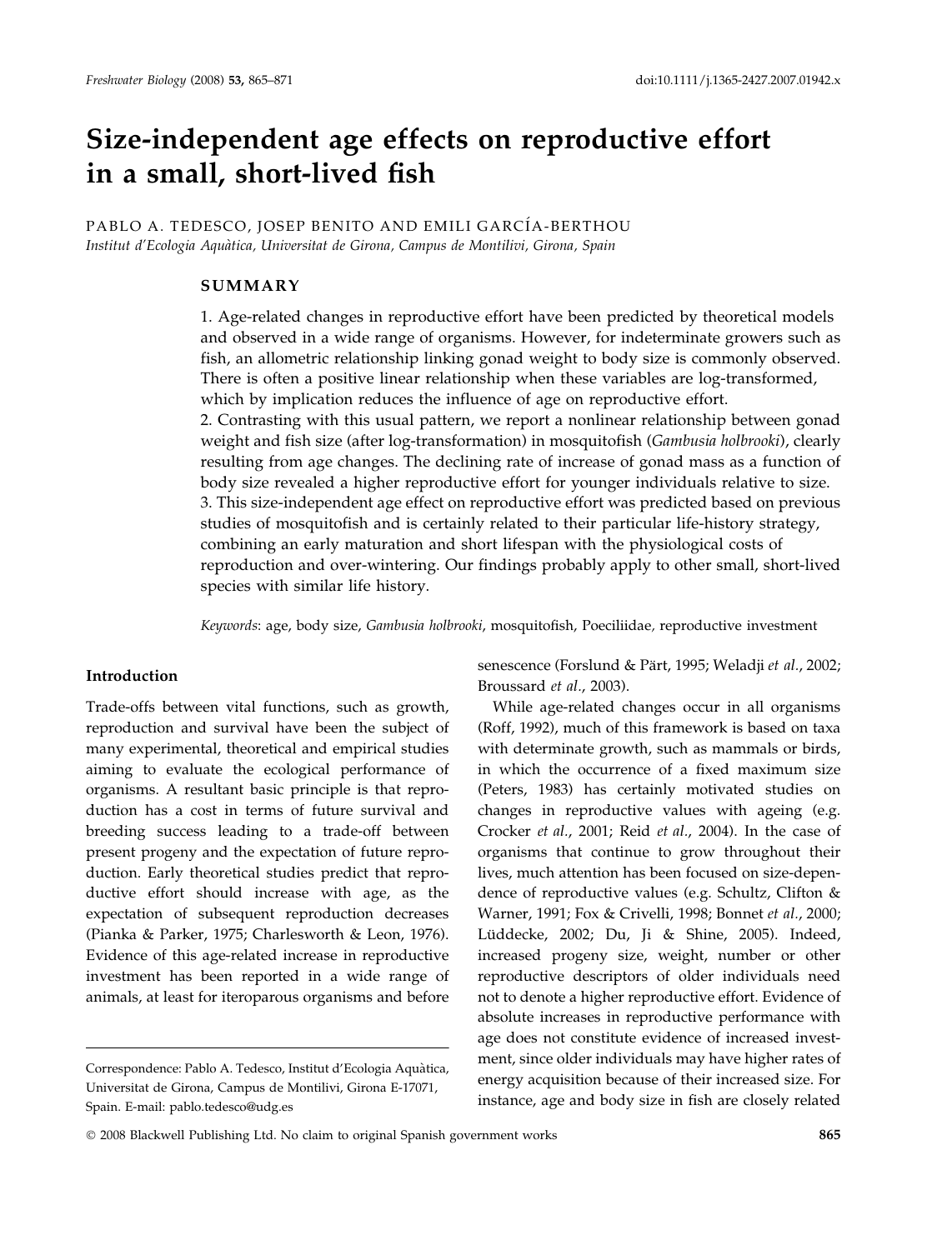# Size-independent age effects on reproductive effort in a small, short-lived fish

PABLO A. TEDESCO, JOSEP BENITO AND EMILI GARCÍA-BERTHOU

*Institut d'Ecologia Aquàtica, Universitat de Girona, Campus de Montilivi, Girona, Spain*

## SUMMARY

1. Age-related changes in reproductive effort have been predicted by theoretical models and observed in a wide range of organisms. However, for indeterminate growers such as fish, an allometric relationship linking gonad weight to body size is commonly observed. There is often a positive linear relationship when these variables are log-transformed, which by implication reduces the influence of age on reproductive effort.
2. Contrasting with this usual pattern, we report a nonlinear relationship between gonad weight and fish size (after log-transformation) in mosquitofish (*Gambusia holbrooki*), clearly resulting from age changes. The declining rate of increase of gonad mass as a function of body size revealed a higher reproductive effort for younger individuals relative to size.
3. This size-independent age effect on reproductive effort was predicted based on previous studies of mosquitofish and is certainly related to their particular life-history strategy, combining an early maturation and short lifespan with the physiological costs of reproduction and over-wintering. Our findings probably apply to other small, short-lived species with similar life history.

*Keywords*: age, body size, *Gambusia holbrooki*, mosquitofish, Poeciliidae, reproductive investment

## Introduction

Trade-offs between vital functions, such as growth, reproduction and survival have been the subject of many experimental, theoretical and empirical studies aiming to evaluate the ecological performance of organisms. A resultant basic principle is that reproduction has a cost in terms of future survival and breeding success leading to a trade-off between present progeny and the expectation of future reproduction. Early theoretical studies predict that reproductive effort should increase with age, as the expectation of subsequent reproduction decreases (Pianka & Parker, 1975; Charlesworth & Leon, 1976). Evidence of this age-related increase in reproductive investment has been reported in a wide range of animals, at least for iteroparous organisms and before senescence (Forslund & Pärt, 1995; Weladji *et al.*, 2002; Broussard *et al.*, 2003).

While age-related changes occur in all organisms (Roff, 1992), much of this framework is based on taxa with determinate growth, such as mammals or birds, in which the occurrence of a fixed maximum size (Peters, 1983) has certainly motivated studies on changes in reproductive values with ageing (e.g. Crocker *et al.*, 2001; Reid *et al.*, 2004). In the case of organisms that continue to grow throughout their lives, much attention has been focused on size-dependence of reproductive values (e.g. Schultz, Clifton & Warner, 1991; Fox & Crivelli, 1998; Bonnet *et al.*, 2000; Lüddecke, 2002; Du, Ji & Shine, 2005). Indeed, increased progeny size, weight, number or other reproductive descriptors of older individuals need not to denote a higher reproductive effort. Evidence of absolute increases in reproductive performance with age does not constitute evidence of increased investment, since older individuals may have higher rates of energy acquisition because of their increased size. For instance, age and body size in fish are closely related

Correspondence: Pablo A. Tedesco, Institut d'Ecologia Aquàtica, Universitat de Girona, Campus de Montilivi, Girona E-17071, Spain. E-mail: pablo.tedesco@udg.es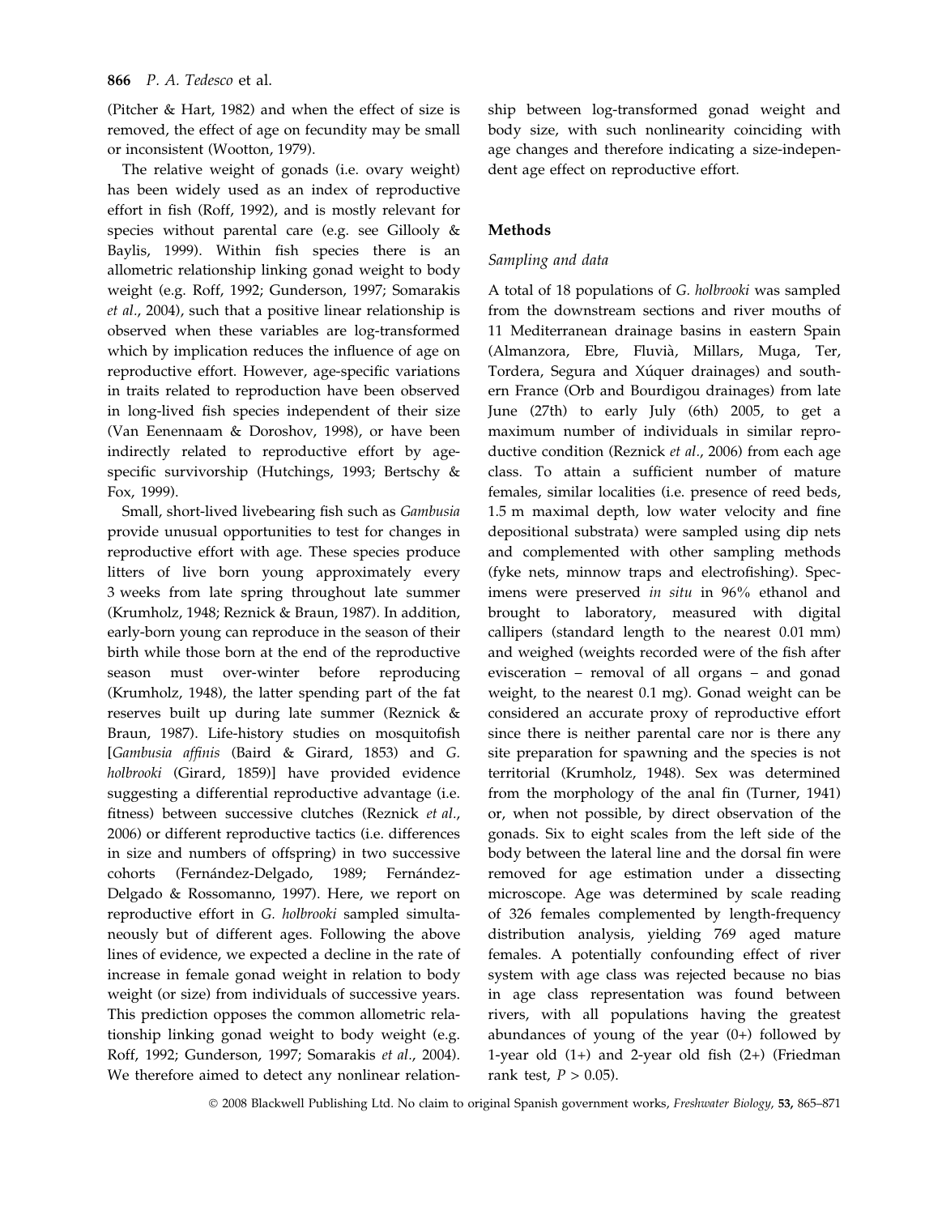(Pitcher & Hart, 1982) and when the effect of size is removed, the effect of age on fecundity may be small or inconsistent (Wootton, 1979).

The relative weight of gonads (i.e. ovary weight) has been widely used as an index of reproductive effort in fish (Roff, 1992), and is mostly relevant for species without parental care (e.g. see Gillooly & Baylis, 1999). Within fish species there is an allometric relationship linking gonad weight to body weight (e.g. Roff, 1992; Gunderson, 1997; Somarakis *et al*., 2004), such that a positive linear relationship is observed when these variables are log-transformed which by implication reduces the influence of age on reproductive effort. However, age-specific variations in traits related to reproduction have been observed in long-lived fish species independent of their size (Van Eenennaam & Doroshov, 1998), or have been indirectly related to reproductive effort by age-specific survivorship (Hutchings, 1993; Bertschy & Fox, 1999).

Small, short-lived livebearing fish such as *Gambusia* provide unusual opportunities to test for changes in reproductive effort with age. These species produce litters of live born young approximately every 3 weeks from late spring throughout late summer (Krumholz, 1948; Reznick & Braun, 1987). In addition, early-born young can reproduce in the season of their birth while those born at the end of the reproductive season must over-winter before reproducing (Krumholz, 1948), the latter spending part of the fat reserves built up during late summer (Reznick & Braun, 1987). Life-history studies on mosquitofish [*Gambusia affinis* (Baird & Girard, 1853) and *G. holbrooki* (Girard, 1859)] have provided evidence suggesting a differential reproductive advantage (i.e. fitness) between successive clutches (Reznick *et al*., 2006) or different reproductive tactics (i.e. differences in size and numbers of offspring) in two successive cohorts (Fernández-Delgado, 1989; Fernández-Delgado & Rossomanno, 1997). Here, we report on reproductive effort in *G. holbrooki* sampled simultaneously but of different ages. Following the above lines of evidence, we expected a decline in the rate of increase in female gonad weight in relation to body weight (or size) from individuals of successive years. This prediction opposes the common allometric relationship linking gonad weight to body weight (e.g. Roff, 1992; Gunderson, 1997; Somarakis *et al*., 2004). We therefore aimed to detect any nonlinear relationship between log-transformed gonad weight and body size, with such nonlinearity coinciding with age changes and therefore indicating a size-independent age effect on reproductive effort.

## Methods

### Sampling and data

A total of 18 populations of *G. holbrooki* was sampled from the downstream sections and river mouths of 11 Mediterranean drainage basins in eastern Spain (Almanzora, Ebre, Fluvià, Millars, Muga, Ter, Tordera, Segura and Xúquer drainages) and southern France (Orb and Bourdigou drainages) from late June (27th) to early July (6th) 2005, to get a maximum number of individuals in similar reproductive condition (Reznick *et al*., 2006) from each age class. To attain a sufficient number of mature females, similar localities (i.e. presence of reed beds, 1.5 m maximal depth, low water velocity and fine depositional substrata) were sampled using dip nets and complemented with other sampling methods (fyke nets, minnow traps and electrofishing). Specimens were preserved *in situ* in 96% ethanol and brought to laboratory, measured with digital callipers (standard length to the nearest 0.01 mm) and weighed (weights recorded were of the fish after evisceration – removal of all organs – and gonad weight, to the nearest 0.1 mg). Gonad weight can be considered an accurate proxy of reproductive effort since there is neither parental care nor is there any site preparation for spawning and the species is not territorial (Krumholz, 1948). Sex was determined from the morphology of the anal fin (Turner, 1941) or, when not possible, by direct observation of the gonads. Six to eight scales from the left side of the body between the lateral line and the dorsal fin were removed for age estimation under a dissecting microscope. Age was determined by scale reading of 326 females complemented by length-frequency distribution analysis, yielding 769 aged mature females. A potentially confounding effect of river system with age class was rejected because no bias in age class representation was found between rivers, with all populations having the greatest abundances of young of the year (0+) followed by 1-year old (1+) and 2-year old fish (2+) (Friedman rank test, $P > 0.05$).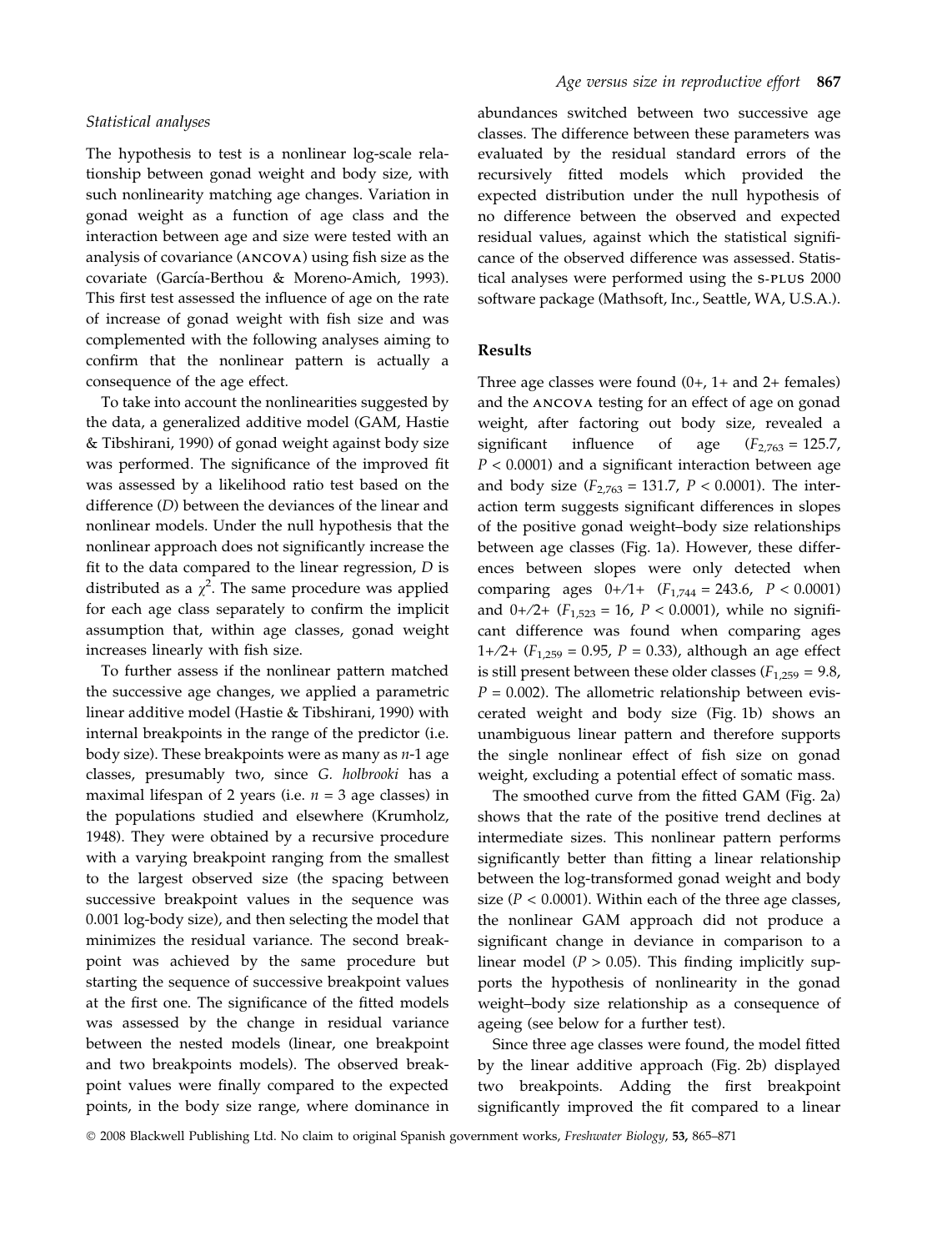### *Statistical analyses*

The hypothesis to test is a nonlinear log-scale relationship between gonad weight and body size, with such nonlinearity matching age changes. Variation in gonad weight as a function of age class and the interaction between age and size were tested with an analysis of covariance (ANCOVA) using fish size as the covariate (García-Berthou & Moreno-Amich, 1993). This first test assessed the influence of age on the rate of increase of gonad weight with fish size and was complemented with the following analyses aiming to confirm that the nonlinear pattern is actually a consequence of the age effect.

To take into account the nonlinearities suggested by the data, a generalized additive model (GAM, Hastie & Tibshirani, 1990) of gonad weight against body size was performed. The significance of the improved fit was assessed by a likelihood ratio test based on the difference ($D$) between the deviances of the linear and nonlinear models. Under the null hypothesis that the nonlinear approach does not significantly increase the fit to the data compared to the linear regression, $D$ is distributed as a $\chi^2$. The same procedure was applied for each age class separately to confirm the implicit assumption that, within age classes, gonad weight increases linearly with fish size.

To further assess if the nonlinear pattern matched the successive age changes, we applied a parametric linear additive model (Hastie & Tibshirani, 1990) with internal breakpoints in the range of the predictor (i.e. body size). These breakpoints were as many as $n$-1 age classes, presumably two, since *G. holbrooki* has a maximal lifespan of 2 years (i.e. $n = 3$ age classes) in the populations studied and elsewhere (Krumholz, 1948). They were obtained by a recursive procedure with a varying breakpoint ranging from the smallest to the largest observed size (the spacing between successive breakpoint values in the sequence was 0.001 log-body size), and then selecting the model that minimizes the residual variance. The second breakpoint was achieved by the same procedure but starting the sequence of successive breakpoint values at the first one. The significance of the fitted models was assessed by the change in residual variance between the nested models (linear, one breakpoint and two breakpoints models). The observed breakpoint values were finally compared to the expected points, in the body size range, where dominance in abundances switched between two successive age classes. The difference between these parameters was evaluated by the residual standard errors of the recursively fitted models which provided the expected distribution under the null hypothesis of no difference between the observed and expected residual values, against which the statistical significance of the observed difference was assessed. Statistical analyses were performed using the S-PLUS 2000 software package (Mathsoft, Inc., Seattle, WA, U.S.A.).

## Results

Three age classes were found (0+, 1+ and 2+ females) and the ANCOVA testing for an effect of age on gonad weight, after factoring out body size, revealed a significant influence of age ($F_{2,763} = 125.7$, $P < 0.0001$) and a significant interaction between age and body size ($F_{2,763} = 131.7$, $P < 0.0001$). The interaction term suggests significant differences in slopes of the positive gonad weight–body size relationships between age classes (Fig. 1a). However, these differences between slopes were only detected when comparing ages 0+/1+ ($F_{1,744} = 243.6$, $P < 0.0001$) and 0+/2+ ($F_{1,523} = 16$, $P < 0.0001$), while no significant difference was found when comparing ages 1+/2+ ($F_{1,259} = 0.95$, $P = 0.33$), although an age effect is still present between these older classes ($F_{1,259} = 9.8$, $P = 0.002$). The allometric relationship between eviscerated weight and body size (Fig. 1b) shows an unambiguous linear pattern and therefore supports the single nonlinear effect of fish size on gonad weight, excluding a potential effect of somatic mass.

The smoothed curve from the fitted GAM (Fig. 2a) shows that the rate of the positive trend declines at intermediate sizes. This nonlinear pattern performs significantly better than fitting a linear relationship between the log-transformed gonad weight and body size ($P < 0.0001$). Within each of the three age classes, the nonlinear GAM approach did not produce a significant change in deviance in comparison to a linear model ($P > 0.05$). This finding implicitly supports the hypothesis of nonlinearity in the gonad weight–body size relationship as a consequence of ageing (see below for a further test).

Since three age classes were found, the model fitted by the linear additive approach (Fig. 2b) displayed two breakpoints. Adding the first breakpoint significantly improved the fit compared to a linear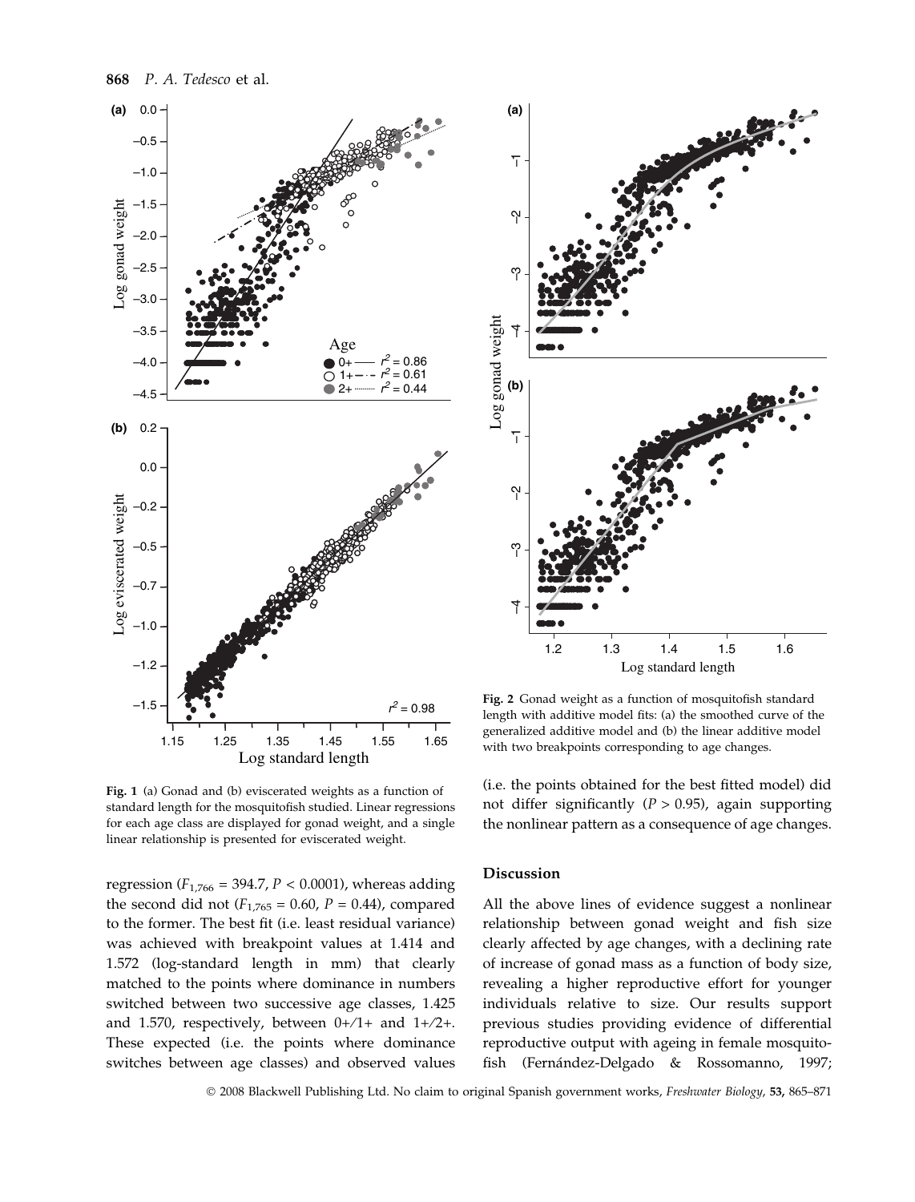**Fig. 1** (a) Gonad and (b) eviscerated weights as a function of standard length for the mosquitofish studied. Linear regressions for each age class are displayed for gonad weight, and a single linear relationship is presented for eviscerated weight.

**Fig. 2** Gonad weight as a function of mosquitofish standard length with additive model fits: (a) the smoothed curve of the generalized additive model and (b) the linear additive model with two breakpoints corresponding to age changes.

regression ($F_{1,766} = 394.7$, $P < 0.0001$), whereas adding the second did not ($F_{1,765} = 0.60$, $P = 0.44$), compared to the former. The best fit (i.e. least residual variance) was achieved with breakpoint values at 1.414 and 1.572 (log-standard length in mm) that clearly matched to the points where dominance in numbers switched between two successive age classes, 1.425 and 1.570, respectively, between 0+/1+ and 1+/2+. These expected (i.e. the points where dominance switches between age classes) and observed values (i.e. the points obtained for the best fitted model) did not differ significantly ($P > 0.95$), again supporting the nonlinear pattern as a consequence of age changes.

## Discussion

All the above lines of evidence suggest a nonlinear relationship between gonad weight and fish size clearly affected by age changes, with a declining rate of increase of gonad mass as a function of body size, revealing a higher reproductive effort for younger individuals relative to size. Our results support previous studies providing evidence of differential reproductive output with ageing in female mosquitofish (Fernández-Delgado & Rossomanno, 1997;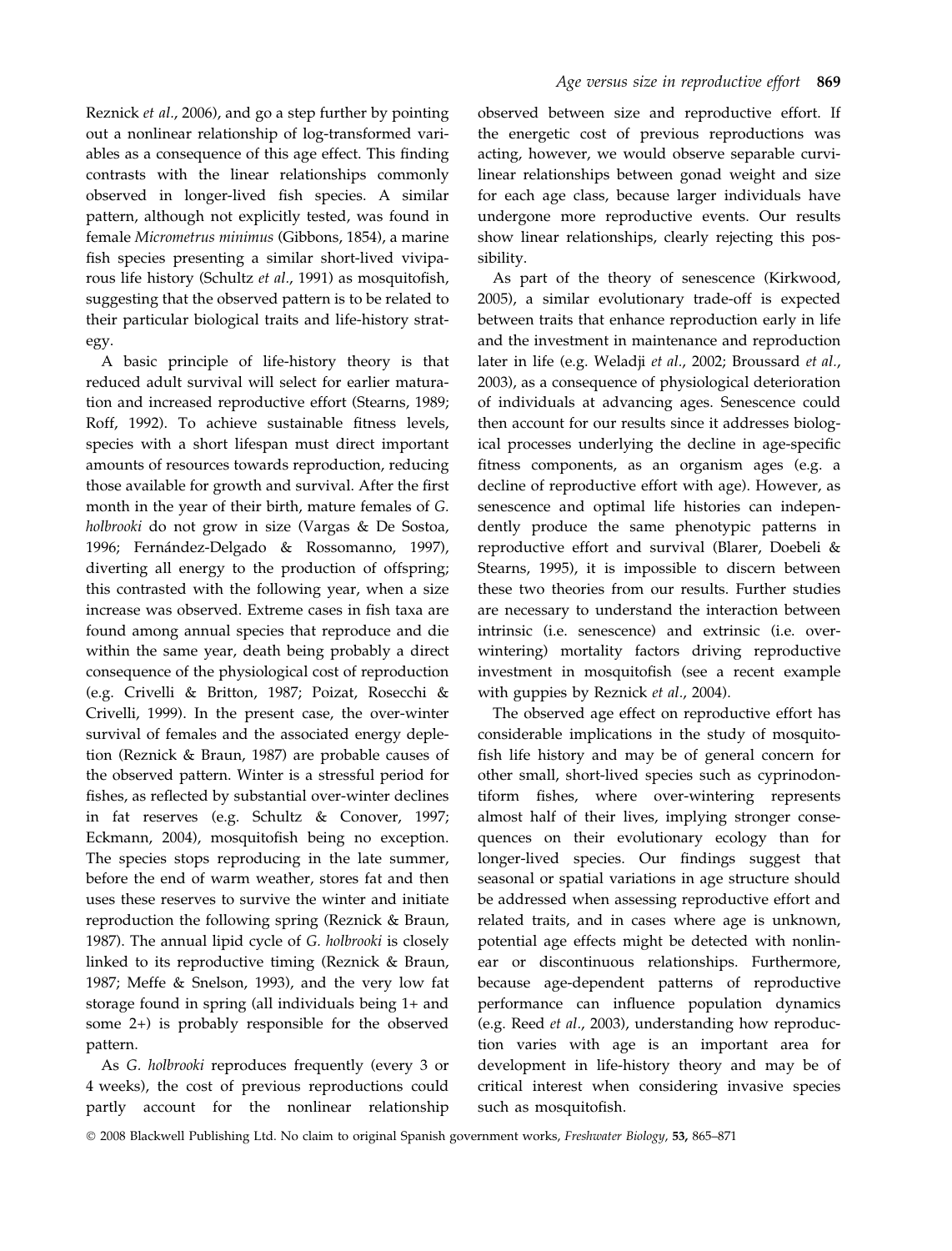Reznick *et al.*, 2006), and go a step further by pointing out a nonlinear relationship of log-transformed variables as a consequence of this age effect. This finding contrasts with the linear relationships commonly observed in longer-lived fish species. A similar pattern, although not explicitly tested, was found in female *Micrometrus minimus* (Gibbons, 1854), a marine fish species presenting a similar short-lived viviparous life history (Schultz *et al.*, 1991) as mosquitofish, suggesting that the observed pattern is to be related to their particular biological traits and life-history strategy.

A basic principle of life-history theory is that reduced adult survival will select for earlier maturation and increased reproductive effort (Stearns, 1989; Roff, 1992). To achieve sustainable fitness levels, species with a short lifespan must direct important amounts of resources towards reproduction, reducing those available for growth and survival. After the first month in the year of their birth, mature females of *G. holbrooki* do not grow in size (Vargas & De Sostoa, 1996; Fernández-Delgado & Rossomanno, 1997), diverting all energy to the production of offspring; this contrasted with the following year, when a size increase was observed. Extreme cases in fish taxa are found among annual species that reproduce and die within the same year, death being probably a direct consequence of the physiological cost of reproduction (e.g. Crivelli & Britton, 1987; Poizat, Rosecchi & Crivelli, 1999). In the present case, the over-winter survival of females and the associated energy depletion (Reznick & Braun, 1987) are probable causes of the observed pattern. Winter is a stressful period for fishes, as reflected by substantial over-winter declines in fat reserves (e.g. Schultz & Conover, 1997; Eckmann, 2004), mosquitofish being no exception. The species stops reproducing in the late summer, before the end of warm weather, stores fat and then uses these reserves to survive the winter and initiate reproduction the following spring (Reznick & Braun, 1987). The annual lipid cycle of *G. holbrooki* is closely linked to its reproductive timing (Reznick & Braun, 1987; Meffe & Snelson, 1993), and the very low fat storage found in spring (all individuals being 1+ and some 2+) is probably responsible for the observed pattern.

As *G. holbrooki* reproduces frequently (every 3 or 4 weeks), the cost of previous reproductions could partly account for the nonlinear relationship observed between size and reproductive effort. If the energetic cost of previous reproductions was acting, however, we would observe separable curvilinear relationships between gonad weight and size for each age class, because larger individuals have undergone more reproductive events. Our results show linear relationships, clearly rejecting this possibility.

As part of the theory of senescence (Kirkwood, 2005), a similar evolutionary trade-off is expected between traits that enhance reproduction early in life and the investment in maintenance and reproduction later in life (e.g. Weladji *et al.*, 2002; Broussard *et al.*, 2003), as a consequence of physiological deterioration of individuals at advancing ages. Senescence could then account for our results since it addresses biological processes underlying the decline in age-specific fitness components, as an organism ages (e.g. a decline of reproductive effort with age). However, as senescence and optimal life histories can independently produce the same phenotypic patterns in reproductive effort and survival (Blarer, Doebeli & Stearns, 1995), it is impossible to discern between these two theories from our results. Further studies are necessary to understand the interaction between intrinsic (i.e. senescence) and extrinsic (i.e. overwintering) mortality factors driving reproductive investment in mosquitofish (see a recent example with guppies by Reznick *et al.*, 2004).

The observed age effect on reproductive effort has considerable implications in the study of mosquitofish life history and may be of general concern for other small, short-lived species such as cyprinodontiform fishes, where over-wintering represents almost half of their lives, implying stronger consequences on their evolutionary ecology than for longer-lived species. Our findings suggest that seasonal or spatial variations in age structure should be addressed when assessing reproductive effort and related traits, and in cases where age is unknown, potential age effects might be detected with nonlinear or discontinuous relationships. Furthermore, because age-dependent patterns of reproductive performance can influence population dynamics (e.g. Reed *et al.*, 2003), understanding how reproduction varies with age is an important area for development in life-history theory and may be of critical interest when considering invasive species such as mosquitofish.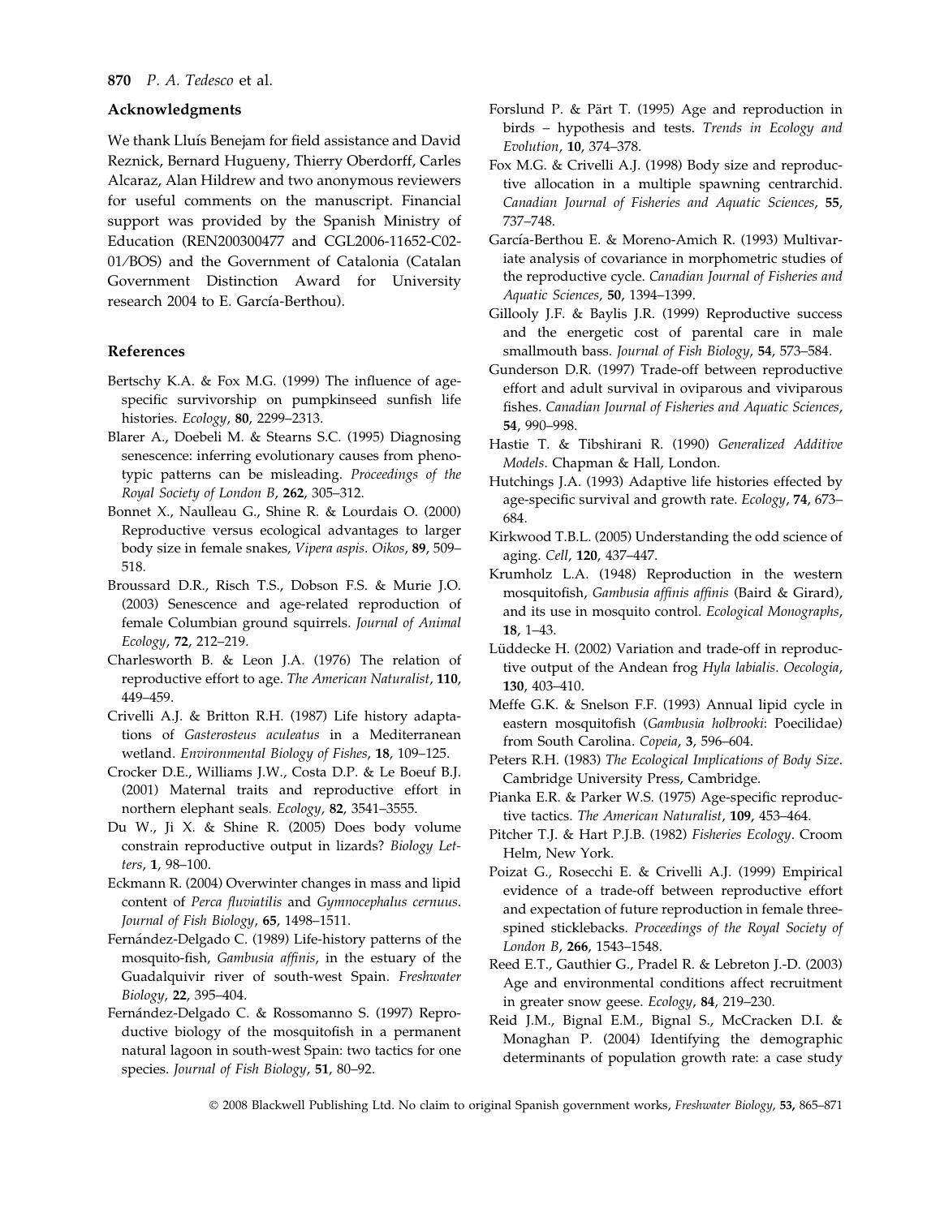## Acknowledgments

We thank Lluís Benejam for field assistance and David Reznick, Bernard Hugueny, Thierry Oberdorff, Carles Alcaraz, Alan Hildrew and two anonymous reviewers for useful comments on the manuscript. Financial support was provided by the Spanish Ministry of Education (REN200300477 and CGL2006-11652-C02-01/BOS) and the Government of Catalonia (Catalan Government Distinction Award for University research 2004 to E. García-Berthou).

## References

Bertschy K.A. & Fox M.G. (1999) The influence of age-specific survivorship on pumpkinseed sunfish life histories. *Ecology*, **80**, 2299–2313.

Blarer A., Doebeli M. & Stearns S.C. (1995) Diagnosing senescence: inferring evolutionary causes from phenotypic patterns can be misleading. *Proceedings of the Royal Society of London B*, **262**, 305–312.

Bonnet X., Naulleau G., Shine R. & Lourdais O. (2000) Reproductive versus ecological advantages to larger body size in female snakes, *Vipera aspis*. *Oikos*, **89**, 509–518.

Broussard D.R., Risch T.S., Dobson F.S. & Murie J.O. (2003) Senescence and age-related reproduction of female Columbian ground squirrels. *Journal of Animal Ecology*, **72**, 212–219.

Charlesworth B. & Leon J.A. (1976) The relation of reproductive effort to age. *The American Naturalist*, **110**, 449–459.

Crivelli A.J. & Britton R.H. (1987) Life history adaptations of *Gasterosteus aculeatus* in a Mediterranean wetland. *Environmental Biology of Fishes*, **18**, 109–125.

Crocker D.E., Williams J.W., Costa D.P. & Le Boeuf B.J. (2001) Maternal traits and reproductive effort in northern elephant seals. *Ecology*, **82**, 3541–3555.

Du W., Ji X. & Shine R. (2005) Does body volume constrain reproductive output in lizards? *Biology Letters*, **1**, 98–100.

Eckmann R. (2004) Overwinter changes in mass and lipid content of *Perca fluviatilis* and *Gymnocephalus cernuus*. *Journal of Fish Biology*, **65**, 1498–1511.

Fernández-Delgado C. (1989) Life-history patterns of the mosquito-fish, *Gambusia affinis*, in the estuary of the Guadalquivir river of south-west Spain. *Freshwater Biology*, **22**, 395–404.

Fernández-Delgado C. & Rossomanno S. (1997) Reproductive biology of the mosquitofish in a permanent natural lagoon in south-west Spain: two tactics for one species. *Journal of Fish Biology*, **51**, 80–92.

Forslund P. & Pärt T. (1995) Age and reproduction in birds – hypothesis and tests. *Trends in Ecology and Evolution*, **10**, 374–378.

Fox M.G. & Crivelli A.J. (1998) Body size and reproductive allocation in a multiple spawning centrarchid. *Canadian Journal of Fisheries and Aquatic Sciences*, **55**, 737–748.

García-Berthou E. & Moreno-Amich R. (1993) Multivariate analysis of covariance in morphometric studies of the reproductive cycle. *Canadian Journal of Fisheries and Aquatic Sciences*, **50**, 1394–1399.

Gillooly J.F. & Baylis J.R. (1999) Reproductive success and the energetic cost of parental care in male smallmouth bass. *Journal of Fish Biology*, **54**, 573–584.

Gunderson D.R. (1997) Trade-off between reproductive effort and adult survival in oviparous and viviparous fishes. *Canadian Journal of Fisheries and Aquatic Sciences*, **54**, 990–998.

Hastie T. & Tibshirani R. (1990) *Generalized Additive Models*. Chapman & Hall, London.

Hutchings J.A. (1993) Adaptive life histories effected by age-specific survival and growth rate. *Ecology*, **74**, 673–684.

Kirkwood T.B.L. (2005) Understanding the odd science of aging. *Cell*, **120**, 437–447.

Krumholz L.A. (1948) Reproduction in the western mosquitofish, *Gambusia affinis affinis* (Baird & Girard), and its use in mosquito control. *Ecological Monographs*, **18**, 1–43.

Lüddecke H. (2002) Variation and trade-off in reproductive output of the Andean frog *Hyla labialis*. *Oecologia*, **130**, 403–410.

Meffe G.K. & Snelson F.F. (1993) Annual lipid cycle in eastern mosquitofish (*Gambusia holbrooki*: Poecilidae) from South Carolina. *Copeia*, **3**, 596–604.

Peters R.H. (1983) *The Ecological Implications of Body Size*. Cambridge University Press, Cambridge.

Pianka E.R. & Parker W.S. (1975) Age-specific reproductive tactics. *The American Naturalist*, **109**, 453–464.

Pitcher T.J. & Hart P.J.B. (1982) *Fisheries Ecology*. Croom Helm, New York.

Poizat G., Rosecchi E. & Crivelli A.J. (1999) Empirical evidence of a trade-off between reproductive effort and expectation of future reproduction in female three-spined sticklebacks. *Proceedings of the Royal Society of London B*, **266**, 1543–1548.

Reed E.T., Gauthier G., Pradel R. & Lebreton J.-D. (2003) Age and environmental conditions affect recruitment in greater snow geese. *Ecology*, **84**, 219–230.

Reid J.M., Bignal E.M., Bignal S., McCracken D.I. & Monaghan P. (2004) Identifying the demographic determinants of population growth rate: a case study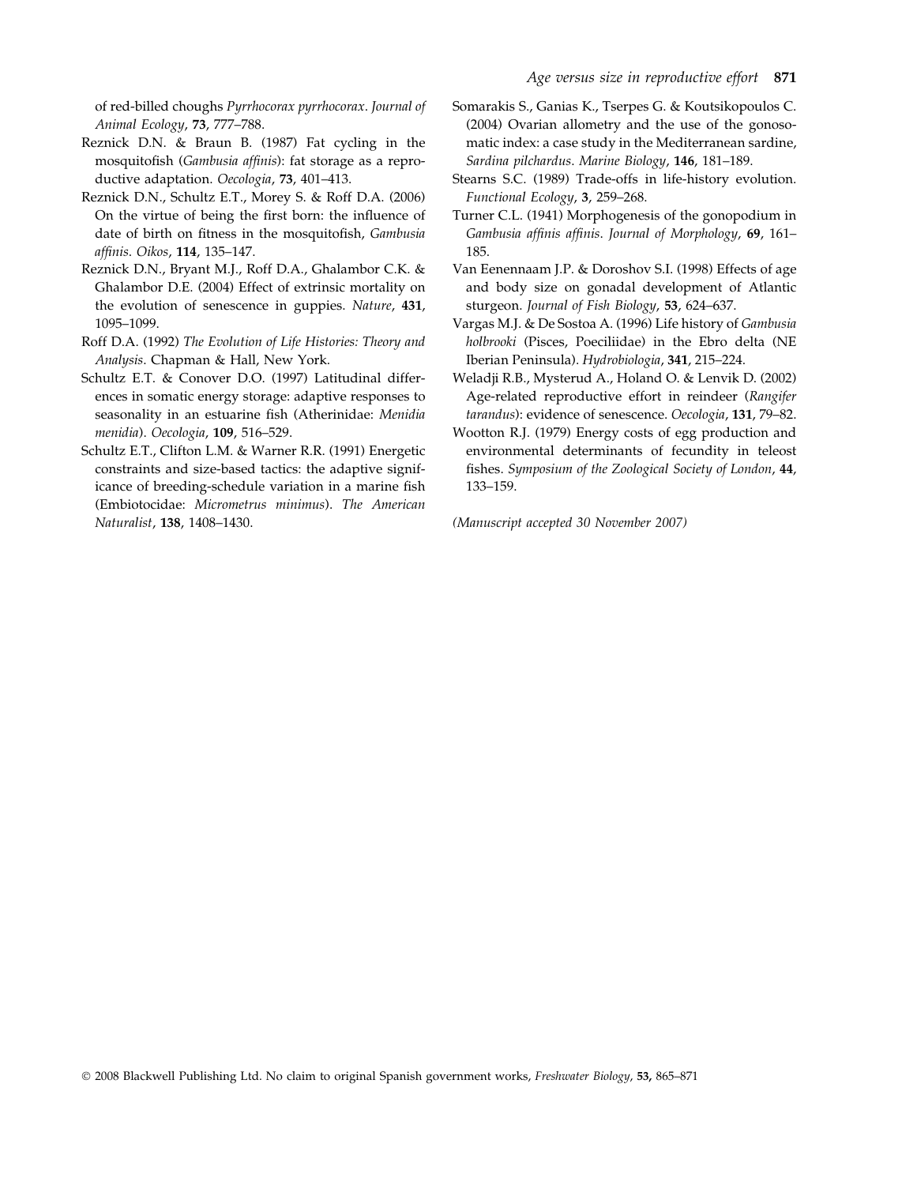of red-billed choughs *Pyrrhocorax pyrrhocorax*. *Journal of Animal Ecology*, **73**, 777–788.

Reznick D.N. & Braun B. (1987) Fat cycling in the mosquitofish (*Gambusia affinis*): fat storage as a reproductive adaptation. *Oecologia*, **73**, 401–413.

Reznick D.N., Schultz E.T., Morey S. & Roff D.A. (2006) On the virtue of being the first born: the influence of date of birth on fitness in the mosquitofish, *Gambusia affinis*. *Oikos*, **114**, 135–147.

Reznick D.N., Bryant M.J., Roff D.A., Ghalambor C.K. & Ghalambor D.E. (2004) Effect of extrinsic mortality on the evolution of senescence in guppies. *Nature*, **431**, 1095–1099.

Roff D.A. (1992) *The Evolution of Life Histories: Theory and Analysis*. Chapman & Hall, New York.

Schultz E.T. & Conover D.O. (1997) Latitudinal differences in somatic energy storage: adaptive responses to seasonality in an estuarine fish (Atherinidae: *Menidia menidia*). *Oecologia*, **109**, 516–529.

Schultz E.T., Clifton L.M. & Warner R.R. (1991) Energetic constraints and size-based tactics: the adaptive significance of breeding-schedule variation in a marine fish (Embiotocidae: *Micrometrus minimus*). *The American Naturalist*, **138**, 1408–1430.

Somarakis S., Ganias K., Tserpes G. & Koutsikopoulos C. (2004) Ovarian allometry and the use of the gonosomatic index: a case study in the Mediterranean sardine, *Sardina pilchardus*. *Marine Biology*, **146**, 181–189.

Stearns S.C. (1989) Trade-offs in life-history evolution. *Functional Ecology*, **3**, 259–268.

Turner C.L. (1941) Morphogenesis of the gonopodium in *Gambusia affinis affinis*. *Journal of Morphology*, **69**, 161–185.

Van Eenennaam J.P. & Doroshov S.I. (1998) Effects of age and body size on gonadal development of Atlantic sturgeon. *Journal of Fish Biology*, **53**, 624–637.

Vargas M.J. & De Sostoa A. (1996) Life history of *Gambusia holbrooki* (Pisces, Poeciliidae) in the Ebro delta (NE Iberian Peninsula). *Hydrobiologia*, **341**, 215–224.

Weladji R.B., Mysterud A., Holand O. & Lenvik D. (2002) Age-related reproductive effort in reindeer (*Rangifer tarandus*): evidence of senescence. *Oecologia*, **131**, 79–82.

Wootton R.J. (1979) Energy costs of egg production and environmental determinants of fecundity in teleost fishes. *Symposium of the Zoological Society of London*, **44**, 133–159.

*(Manuscript accepted 30 November 2007)*